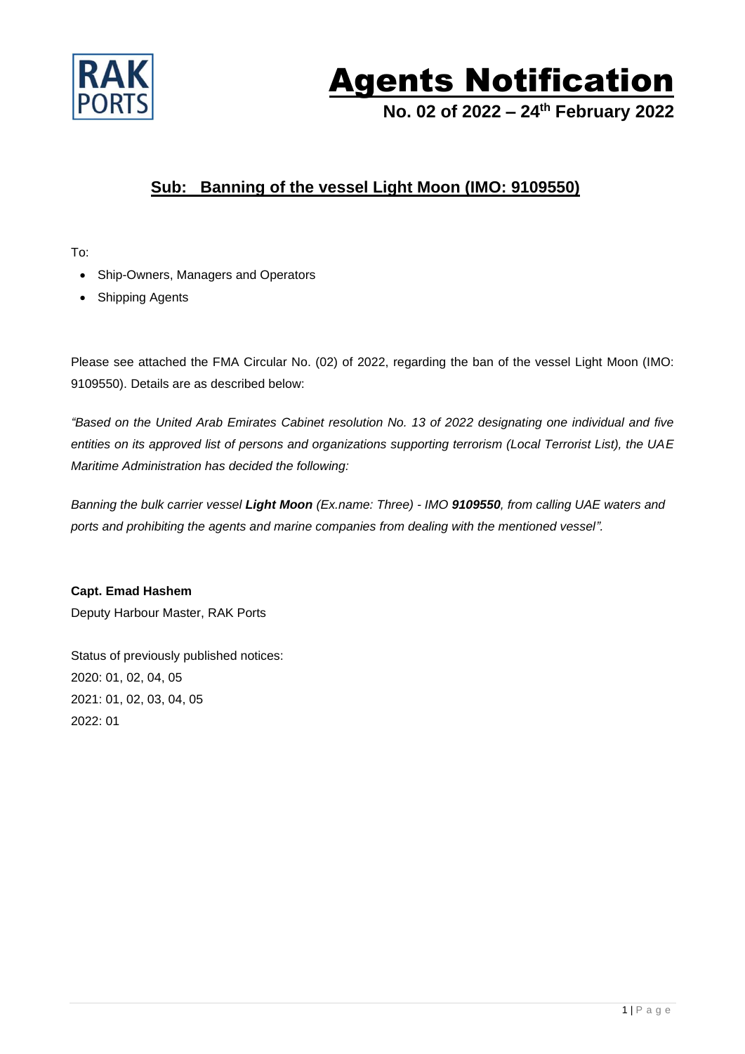RAK PORTS

# Agents Notification

**No. 02 of 2022 – 24th February 2022**

## Sub: Banning of the vessel Light Moon (IMO: 9109550)

To:

- Ship-Owners, Managers and Operators
- Shipping Agents

Please see attached the FMA Circular No. (02) of 2022, regarding the ban of the vessel Light Moon (IMO: 9109550). Details are as described below:

*"Based on the United Arab Emirates Cabinet resolution No. 13 of 2022 designating one individual and five entities on its approved list of persons and organizations supporting terrorism (Local Terrorist List), the UAE Maritime Administration has decided the following:*

*Banning the bulk carrier vessel* ***Light Moon*** *(Ex.name: Three) - IMO* ***9109550****, from calling UAE waters and ports and prohibiting the agents and marine companies from dealing with the mentioned vessel".*

**Capt. Emad Hashem**
Deputy Harbour Master, RAK Ports

Status of previously published notices:
2020: 01, 02, 04, 05
2021: 01, 02, 03, 04, 05
2022: 01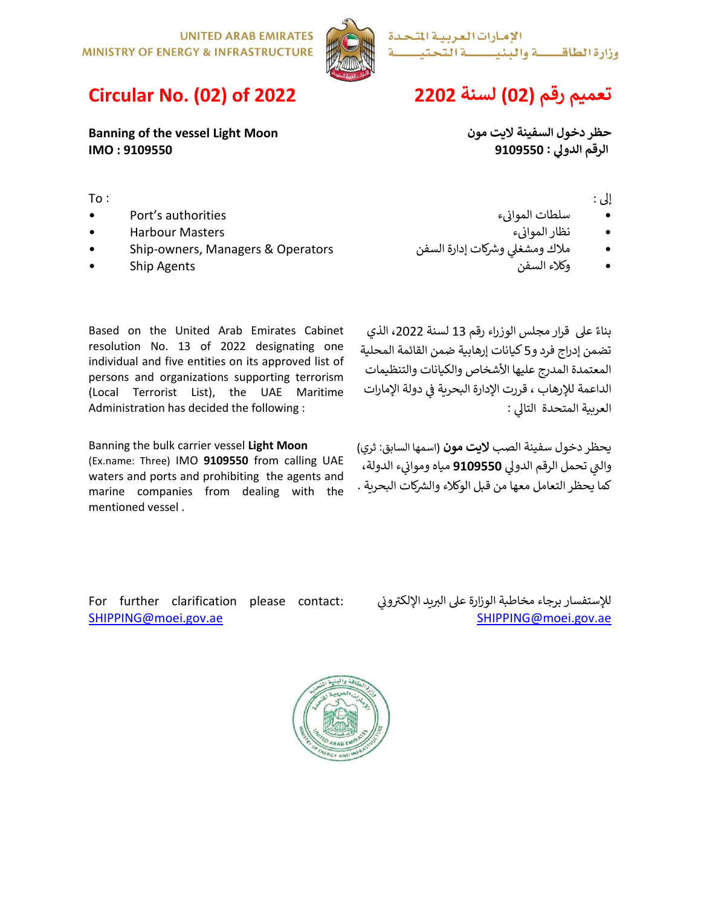UNITED ARAB EMIRATES
MINISTRY OF ENERGY & INFRASTRUCTURE

الإمارات العربية المتحدة
وزارة الطاقة والبنية التحتية

# Circular No. (02) of 2022

# تعميم رقم (02) لسنة 2022

**Banning of the vessel Light Moon**
**IMO : 9109550**

**حظر دخول السفينة لايت مون**
**الرقم الدولي : 9109550**

To :

- Port's authorities
- Harbour Masters
- Ship-owners, Managers & Operators
- Ship Agents

إلى :

- سلطات الموانىء
- نظار الموانىء
- ملاك ومشغلي وشركات إدارة السفن
- وكلاء السفن

Based on the United Arab Emirates Cabinet resolution No. 13 of 2022 designating one individual and five entities on its approved list of persons and organizations supporting terrorism (Local Terrorist List), the UAE Maritime Administration has decided the following :

بناءً على قرار مجلس الوزراء رقم 13 لسنة 2022، الذي تضمن إدراج فرد و5 كيانات إرهابية ضمن القائمة المحلية المعتمدة المدرج عليها الأشخاص والكيانات والتنظيمات الداعمة للإرهاب ، قررت الإدارة البحرية في دولة الإمارات العربية المتحدة التالي :

Banning the bulk carrier vessel **Light Moon** (Ex.name: Three) IMO **9109550** from calling UAE waters and ports and prohibiting the agents and marine companies from dealing with the mentioned vessel .

يحظر دخول سفينة الصب **لايت مون** (اسمها السابق: ثري) والتي تحمل الرقم الدولي **9109550** مياه وموانيء الدولة، كما يحظر التعامل معها من قبل الوكلاء والشركات البحرية .

For further clarification please contact: SHIPPING@moei.gov.ae

للإستفسار برجاء مخاطبة الوزارة على البريد الإلكتروني SHIPPING@moei.gov.ae